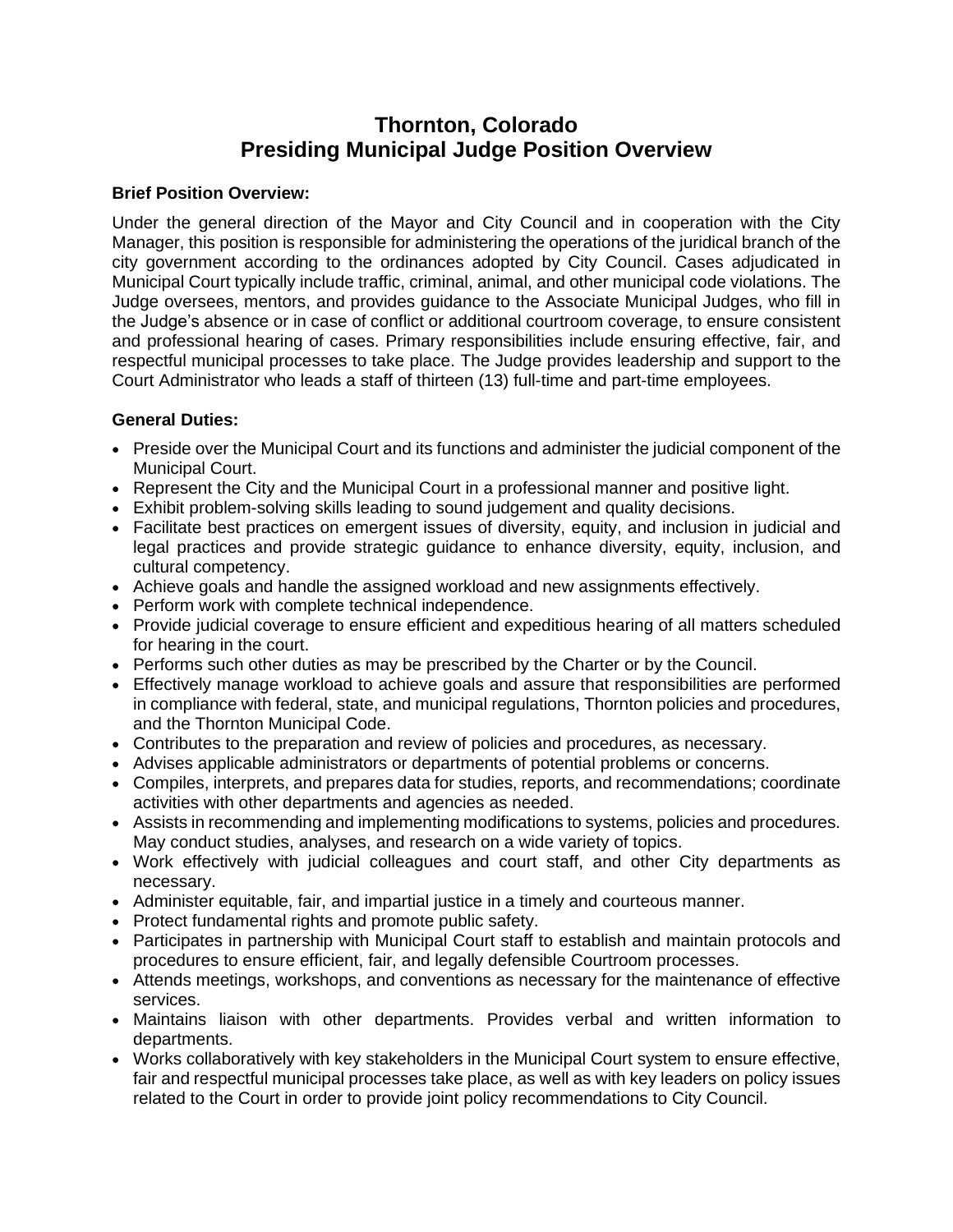# Thornton, Colorado
# Presiding Municipal Judge Position Overview

**Brief Position Overview:**

Under the general direction of the Mayor and City Council and in cooperation with the City Manager, this position is responsible for administering the operations of the juridical branch of the city government according to the ordinances adopted by City Council. Cases adjudicated in Municipal Court typically include traffic, criminal, animal, and other municipal code violations. The Judge oversees, mentors, and provides guidance to the Associate Municipal Judges, who fill in the Judge's absence or in case of conflict or additional courtroom coverage, to ensure consistent and professional hearing of cases. Primary responsibilities include ensuring effective, fair, and respectful municipal processes to take place. The Judge provides leadership and support to the Court Administrator who leads a staff of thirteen (13) full-time and part-time employees.

**General Duties:**

- Preside over the Municipal Court and its functions and administer the judicial component of the Municipal Court.
- Represent the City and the Municipal Court in a professional manner and positive light.
- Exhibit problem-solving skills leading to sound judgement and quality decisions.
- Facilitate best practices on emergent issues of diversity, equity, and inclusion in judicial and legal practices and provide strategic guidance to enhance diversity, equity, inclusion, and cultural competency.
- Achieve goals and handle the assigned workload and new assignments effectively.
- Perform work with complete technical independence.
- Provide judicial coverage to ensure efficient and expeditious hearing of all matters scheduled for hearing in the court.
- Performs such other duties as may be prescribed by the Charter or by the Council.
- Effectively manage workload to achieve goals and assure that responsibilities are performed in compliance with federal, state, and municipal regulations, Thornton policies and procedures, and the Thornton Municipal Code.
- Contributes to the preparation and review of policies and procedures, as necessary.
- Advises applicable administrators or departments of potential problems or concerns.
- Compiles, interprets, and prepares data for studies, reports, and recommendations; coordinate activities with other departments and agencies as needed.
- Assists in recommending and implementing modifications to systems, policies and procedures. May conduct studies, analyses, and research on a wide variety of topics.
- Work effectively with judicial colleagues and court staff, and other City departments as necessary.
- Administer equitable, fair, and impartial justice in a timely and courteous manner.
- Protect fundamental rights and promote public safety.
- Participates in partnership with Municipal Court staff to establish and maintain protocols and procedures to ensure efficient, fair, and legally defensible Courtroom processes.
- Attends meetings, workshops, and conventions as necessary for the maintenance of effective services.
- Maintains liaison with other departments. Provides verbal and written information to departments.
- Works collaboratively with key stakeholders in the Municipal Court system to ensure effective, fair and respectful municipal processes take place, as well as with key leaders on policy issues related to the Court in order to provide joint policy recommendations to City Council.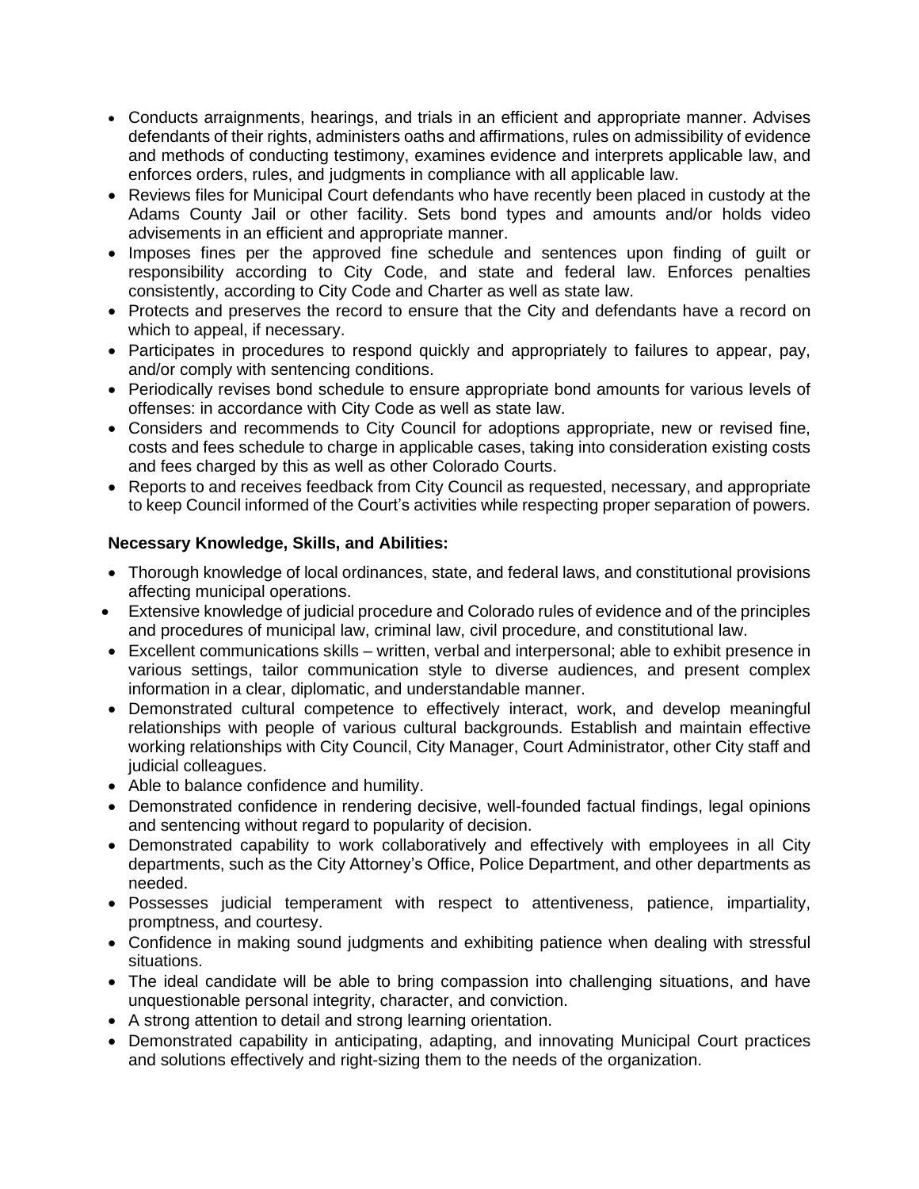- Conducts arraignments, hearings, and trials in an efficient and appropriate manner. Advises defendants of their rights, administers oaths and affirmations, rules on admissibility of evidence and methods of conducting testimony, examines evidence and interprets applicable law, and enforces orders, rules, and judgments in compliance with all applicable law.
- Reviews files for Municipal Court defendants who have recently been placed in custody at the Adams County Jail or other facility. Sets bond types and amounts and/or holds video advisements in an efficient and appropriate manner.
- Imposes fines per the approved fine schedule and sentences upon finding of guilt or responsibility according to City Code, and state and federal law. Enforces penalties consistently, according to City Code and Charter as well as state law.
- Protects and preserves the record to ensure that the City and defendants have a record on which to appeal, if necessary.
- Participates in procedures to respond quickly and appropriately to failures to appear, pay, and/or comply with sentencing conditions.
- Periodically revises bond schedule to ensure appropriate bond amounts for various levels of offenses: in accordance with City Code as well as state law.
- Considers and recommends to City Council for adoptions appropriate, new or revised fine, costs and fees schedule to charge in applicable cases, taking into consideration existing costs and fees charged by this as well as other Colorado Courts.
- Reports to and receives feedback from City Council as requested, necessary, and appropriate to keep Council informed of the Court's activities while respecting proper separation of powers.

**Necessary Knowledge, Skills, and Abilities:**

- Thorough knowledge of local ordinances, state, and federal laws, and constitutional provisions affecting municipal operations.
- Extensive knowledge of judicial procedure and Colorado rules of evidence and of the principles and procedures of municipal law, criminal law, civil procedure, and constitutional law.
- Excellent communications skills – written, verbal and interpersonal; able to exhibit presence in various settings, tailor communication style to diverse audiences, and present complex information in a clear, diplomatic, and understandable manner.
- Demonstrated cultural competence to effectively interact, work, and develop meaningful relationships with people of various cultural backgrounds. Establish and maintain effective working relationships with City Council, City Manager, Court Administrator, other City staff and judicial colleagues.
- Able to balance confidence and humility.
- Demonstrated confidence in rendering decisive, well-founded factual findings, legal opinions and sentencing without regard to popularity of decision.
- Demonstrated capability to work collaboratively and effectively with employees in all City departments, such as the City Attorney's Office, Police Department, and other departments as needed.
- Possesses judicial temperament with respect to attentiveness, patience, impartiality, promptness, and courtesy.
- Confidence in making sound judgments and exhibiting patience when dealing with stressful situations.
- The ideal candidate will be able to bring compassion into challenging situations, and have unquestionable personal integrity, character, and conviction.
- A strong attention to detail and strong learning orientation.
- Demonstrated capability in anticipating, adapting, and innovating Municipal Court practices and solutions effectively and right-sizing them to the needs of the organization.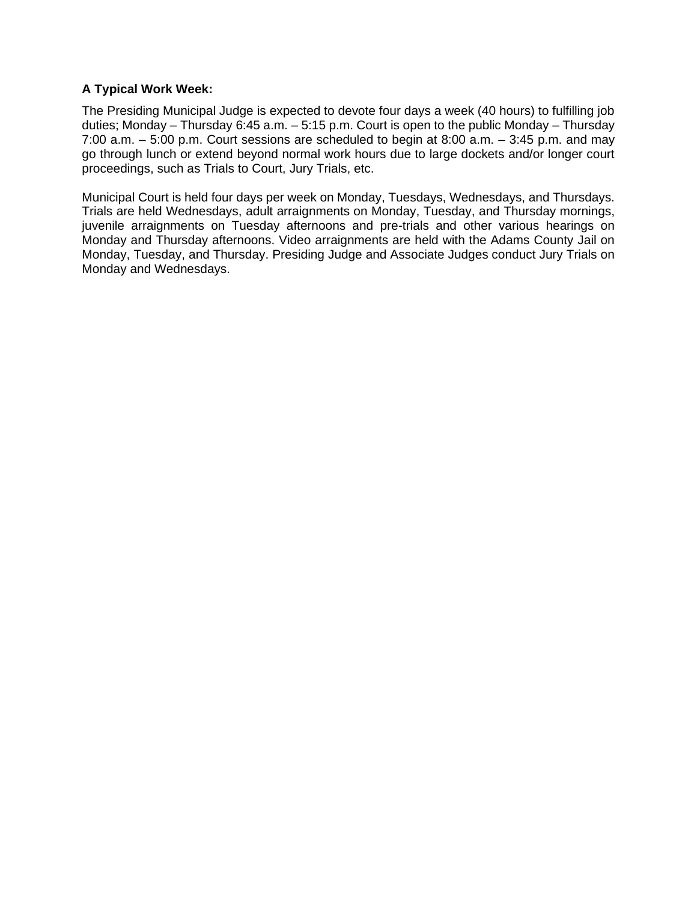**A Typical Work Week:**

The Presiding Municipal Judge is expected to devote four days a week (40 hours) to fulfilling job duties; Monday – Thursday 6:45 a.m. – 5:15 p.m. Court is open to the public Monday – Thursday 7:00 a.m. – 5:00 p.m. Court sessions are scheduled to begin at 8:00 a.m. – 3:45 p.m. and may go through lunch or extend beyond normal work hours due to large dockets and/or longer court proceedings, such as Trials to Court, Jury Trials, etc.

Municipal Court is held four days per week on Monday, Tuesdays, Wednesdays, and Thursdays. Trials are held Wednesdays, adult arraignments on Monday, Tuesday, and Thursday mornings, juvenile arraignments on Tuesday afternoons and pre-trials and other various hearings on Monday and Thursday afternoons. Video arraignments are held with the Adams County Jail on Monday, Tuesday, and Thursday. Presiding Judge and Associate Judges conduct Jury Trials on Monday and Wednesdays.